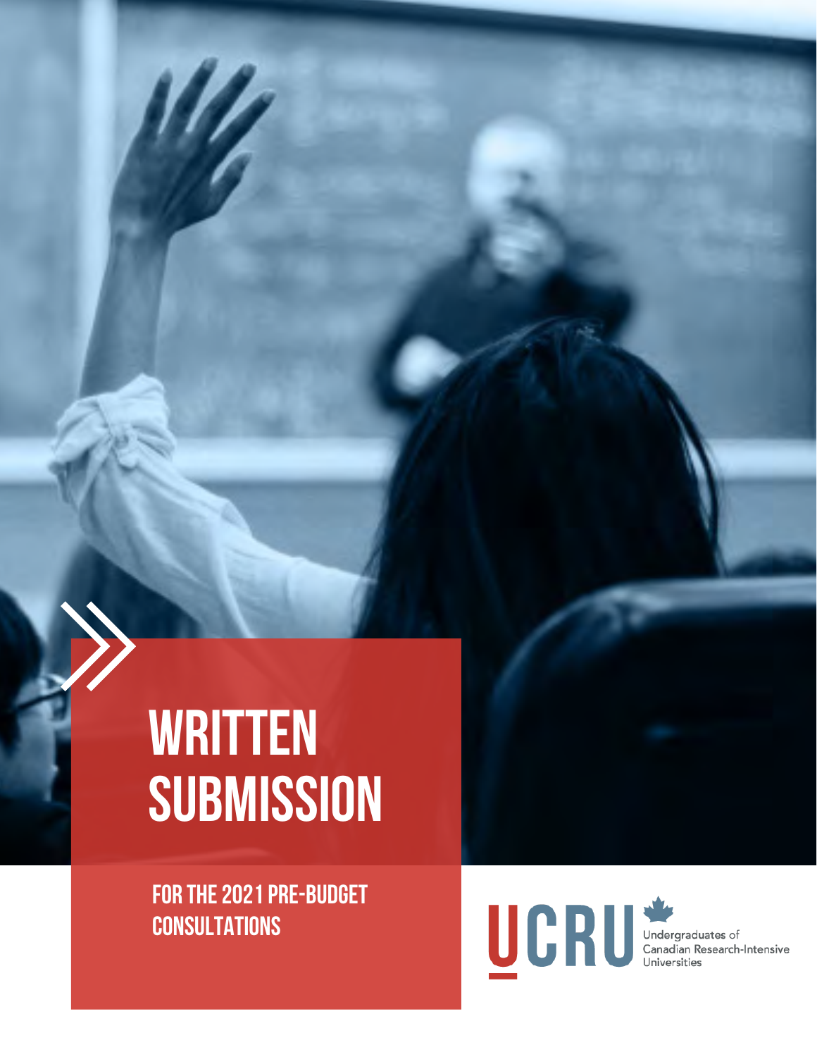# WRITTEN SUBMISSION

## FOR THE 2021 PRE-BUDGET CONSULTATIONS

UCRU Undergraduates of Canadian Research-Intensive Universities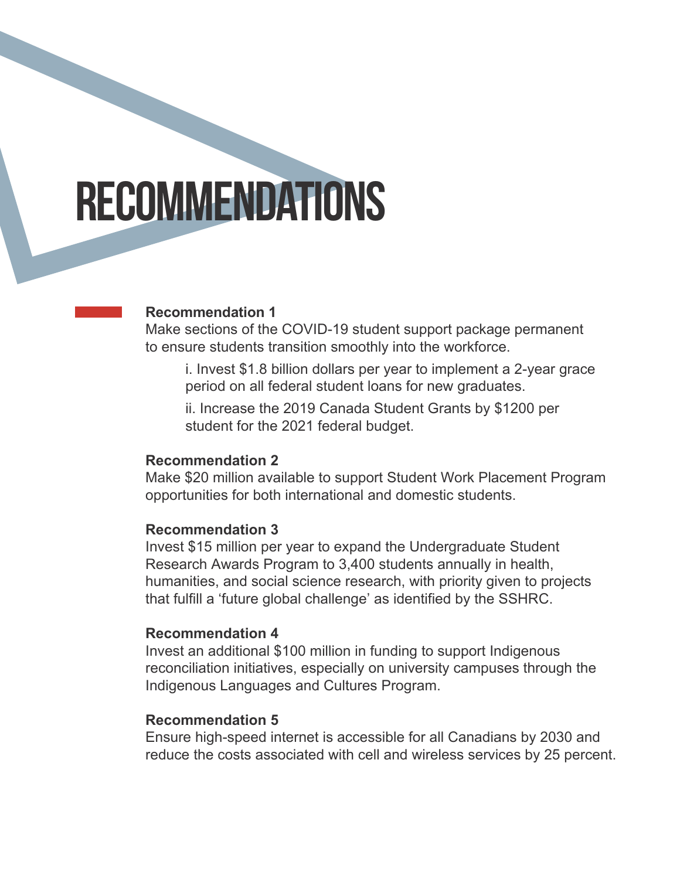# RECOMMENDATIONS

**Recommendation 1**
Make sections of the COVID-19 student support package permanent to ensure students transition smoothly into the workforce.

i. Invest $1.8 billion dollars per year to implement a 2-year grace period on all federal student loans for new graduates.

ii. Increase the 2019 Canada Student Grants by $1200 per student for the 2021 federal budget.

**Recommendation 2**
Make $20 million available to support Student Work Placement Program opportunities for both international and domestic students.

**Recommendation 3**
Invest $15 million per year to expand the Undergraduate Student Research Awards Program to 3,400 students annually in health, humanities, and social science research, with priority given to projects that fulfill a 'future global challenge' as identified by the SSHRC.

**Recommendation 4**
Invest an additional $100 million in funding to support Indigenous reconciliation initiatives, especially on university campuses through the Indigenous Languages and Cultures Program.

**Recommendation 5**
Ensure high-speed internet is accessible for all Canadians by 2030 and reduce the costs associated with cell and wireless services by 25 percent.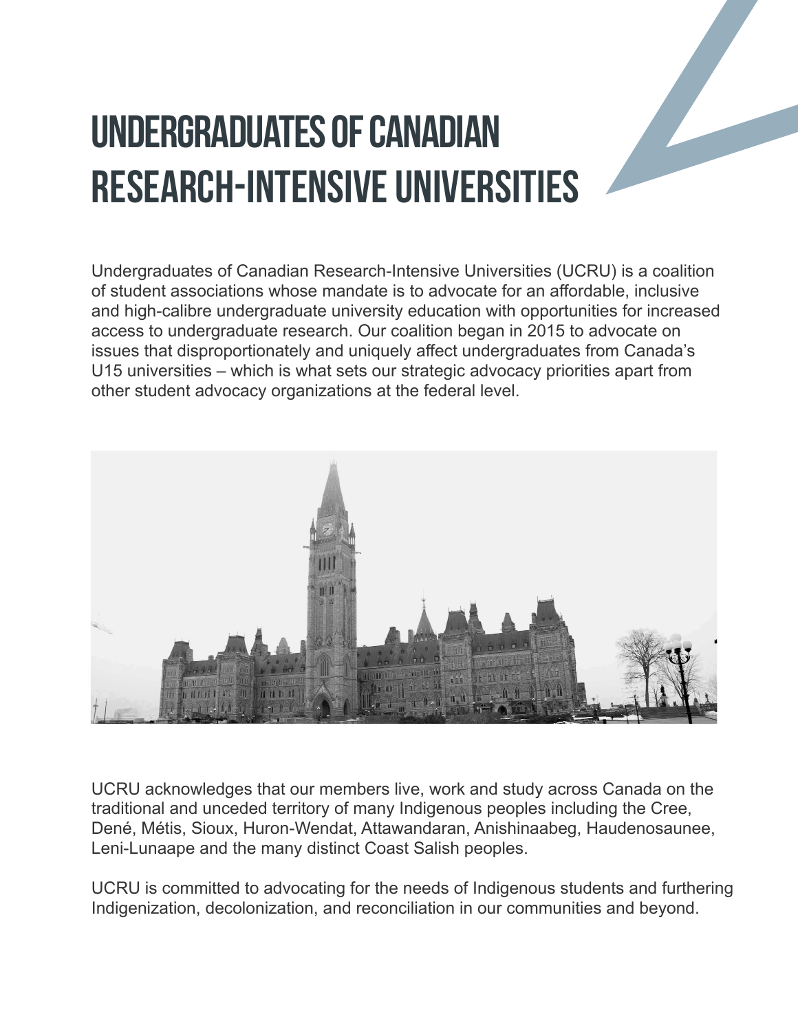# UNDERGRADUATES OF CANADIAN RESEARCH-INTENSIVE UNIVERSITIES

Undergraduates of Canadian Research-Intensive Universities (UCRU) is a coalition of student associations whose mandate is to advocate for an affordable, inclusive and high-calibre undergraduate university education with opportunities for increased access to undergraduate research. Our coalition began in 2015 to advocate on issues that disproportionately and uniquely affect undergraduates from Canada's U15 universities – which is what sets our strategic advocacy priorities apart from other student advocacy organizations at the federal level.

UCRU acknowledges that our members live, work and study across Canada on the traditional and unceded territory of many Indigenous peoples including the Cree, Dené, Métis, Sioux, Huron-Wendat, Attawandaran, Anishinaabeg, Haudenosaunee, Leni-Lunaape and the many distinct Coast Salish peoples.

UCRU is committed to advocating for the needs of Indigenous students and furthering Indigenization, decolonization, and reconciliation in our communities and beyond.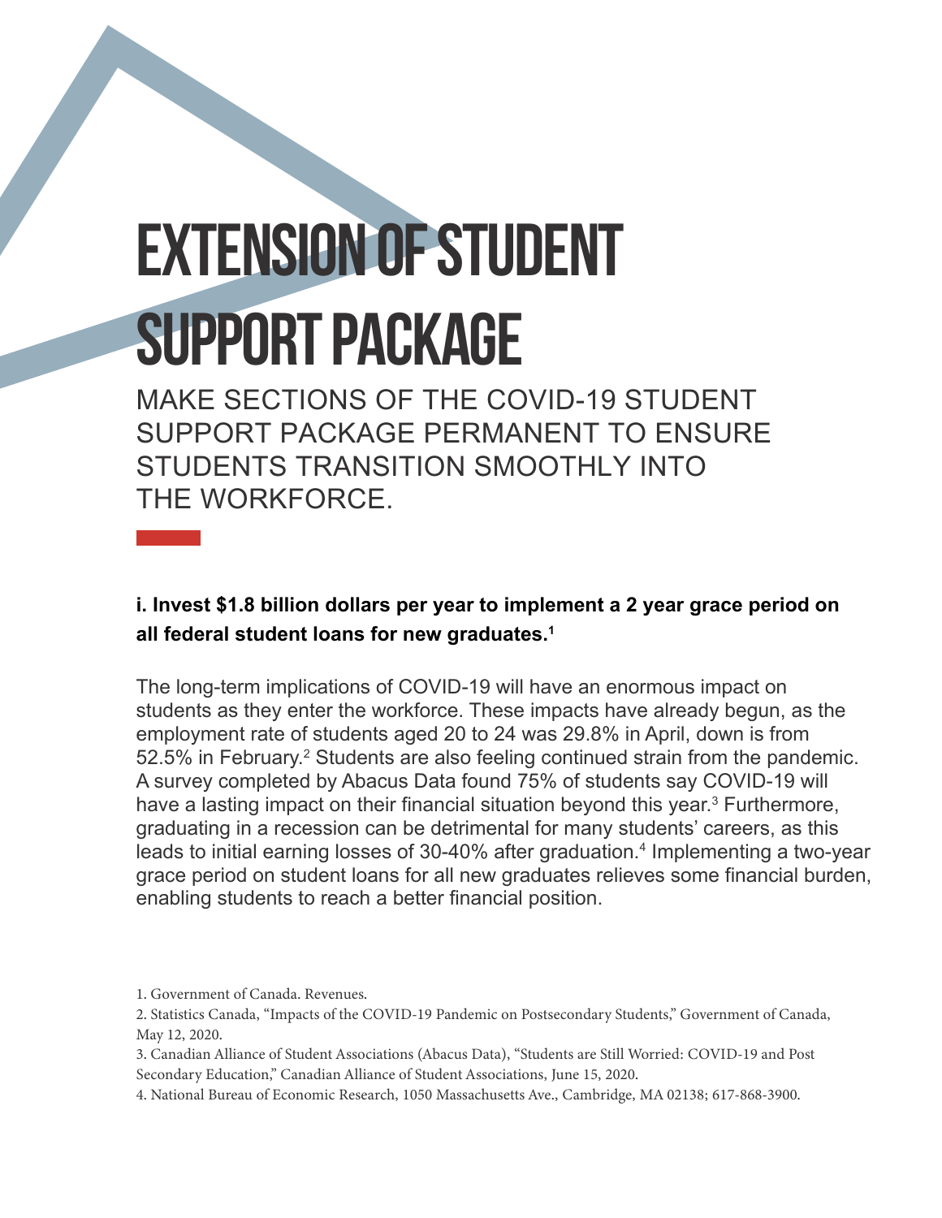# EXTENSION OF STUDENT SUPPORT PACKAGE

MAKE SECTIONS OF THE COVID-19 STUDENT SUPPORT PACKAGE PERMANENT TO ENSURE STUDENTS TRANSITION SMOOTHLY INTO THE WORKFORCE.

**i. Invest $1.8 billion dollars per year to implement a 2 year grace period on all federal student loans for new graduates.[1]**

The long-term implications of COVID-19 will have an enormous impact on students as they enter the workforce. These impacts have already begun, as the employment rate of students aged 20 to 24 was 29.8% in April, down is from 52.5% in February.[2] Students are also feeling continued strain from the pandemic. A survey completed by Abacus Data found 75% of students say COVID-19 will have a lasting impact on their financial situation beyond this year.[3] Furthermore, graduating in a recession can be detrimental for many students' careers, as this leads to initial earning losses of 30-40% after graduation.[4] Implementing a two-year grace period on student loans for all new graduates relieves some financial burden, enabling students to reach a better financial position.

1. Government of Canada. Revenues.

2. Statistics Canada, "Impacts of the COVID-19 Pandemic on Postsecondary Students," Government of Canada, May 12, 2020.

3. Canadian Alliance of Student Associations (Abacus Data), "Students are Still Worried: COVID-19 and Post Secondary Education," Canadian Alliance of Student Associations, June 15, 2020.

4. National Bureau of Economic Research, 1050 Massachusetts Ave., Cambridge, MA 02138; 617-868-3900.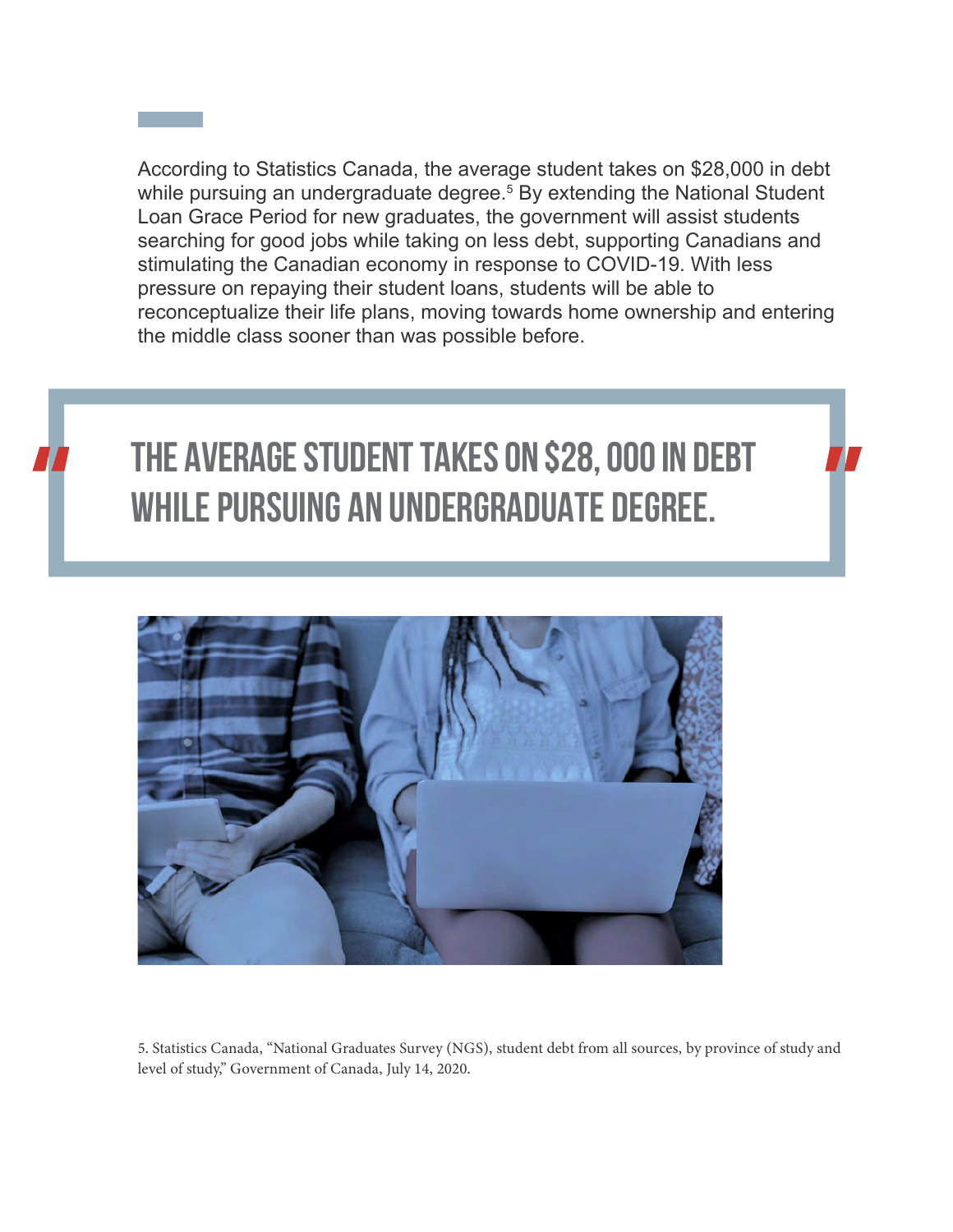According to Statistics Canada, the average student takes on $28,000 in debt while pursuing an undergraduate degree.[5] By extending the National Student Loan Grace Period for new graduates, the government will assist students searching for good jobs while taking on less debt, supporting Canadians and stimulating the Canadian economy in response to COVID-19. With less pressure on repaying their student loans, students will be able to reconceptualize their life plans, moving towards home ownership and entering the middle class sooner than was possible before.

> "THE AVERAGE STUDENT TAKES ON $28, 000 IN DEBT WHILE PURSUING AN UNDERGRADUATE DEGREE."

5. Statistics Canada, "National Graduates Survey (NGS), student debt from all sources, by province of study and level of study," Government of Canada, July 14, 2020.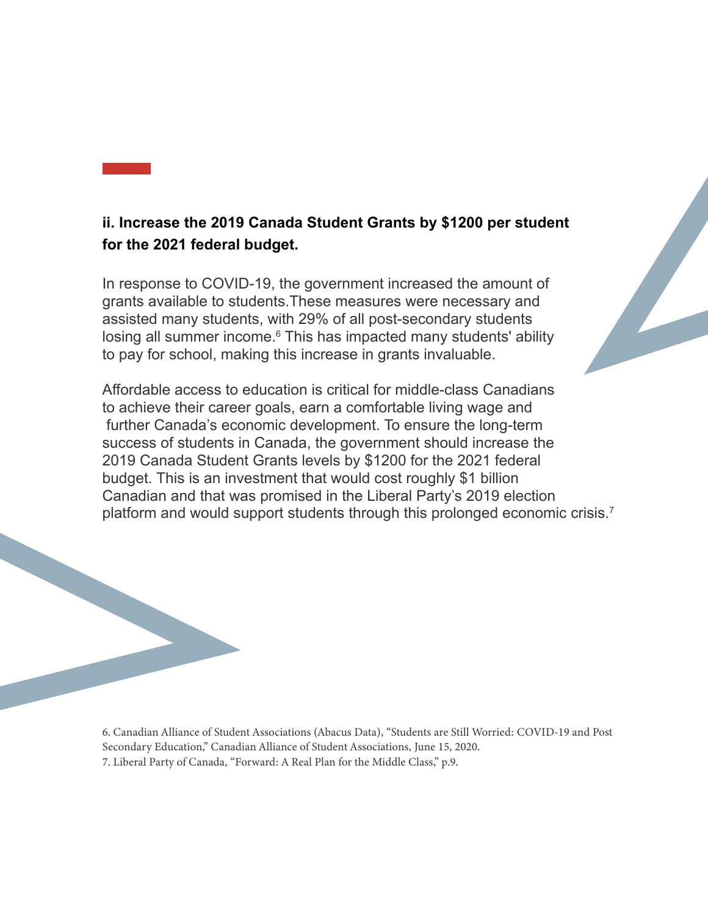### ii. Increase the 2019 Canada Student Grants by $1200 per student for the 2021 federal budget.

In response to COVID-19, the government increased the amount of grants available to students.These measures were necessary and assisted many students, with 29% of all post-secondary students losing all summer income.[6] This has impacted many students' ability to pay for school, making this increase in grants invaluable.

Affordable access to education is critical for middle-class Canadians to achieve their career goals, earn a comfortable living wage and further Canada's economic development. To ensure the long-term success of students in Canada, the government should increase the 2019 Canada Student Grants levels by $1200 for the 2021 federal budget. This is an investment that would cost roughly $1 billion Canadian and that was promised in the Liberal Party's 2019 election platform and would support students through this prolonged economic crisis.[7]

6. Canadian Alliance of Student Associations (Abacus Data), "Students are Still Worried: COVID-19 and Post Secondary Education," Canadian Alliance of Student Associations, June 15, 2020.
7. Liberal Party of Canada, "Forward: A Real Plan for the Middle Class," p.9.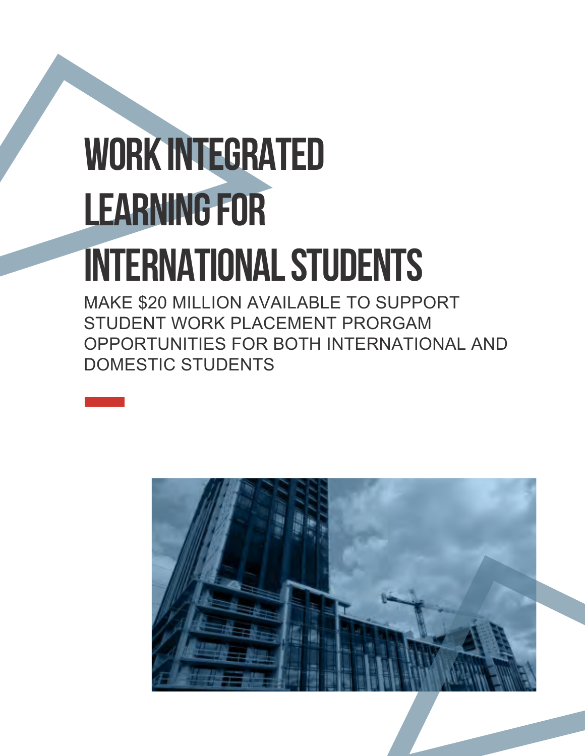# WORK INTEGRATED LEARNING FOR INTERNATIONAL STUDENTS

MAKE $20 MILLION AVAILABLE TO SUPPORT STUDENT WORK PLACEMENT PRORGAM OPPORTUNITIES FOR BOTH INTERNATIONAL AND DOMESTIC STUDENTS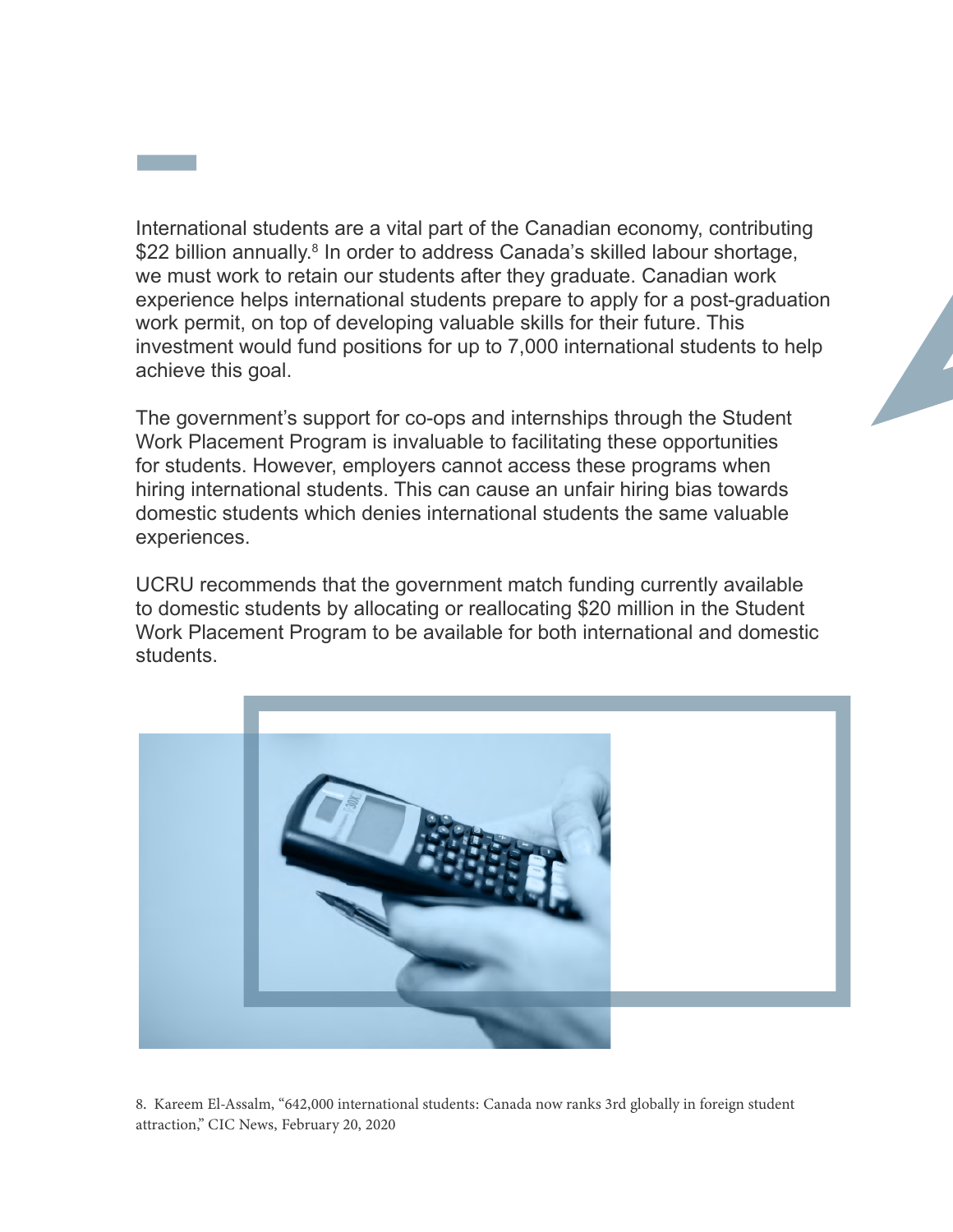International students are a vital part of the Canadian economy, contributing $22 billion annually.[8] In order to address Canada's skilled labour shortage, we must work to retain our students after they graduate. Canadian work experience helps international students prepare to apply for a post-graduation work permit, on top of developing valuable skills for their future. This investment would fund positions for up to 7,000 international students to help achieve this goal.

The government's support for co-ops and internships through the Student Work Placement Program is invaluable to facilitating these opportunities for students. However, employers cannot access these programs when hiring international students. This can cause an unfair hiring bias towards domestic students which denies international students the same valuable experiences.

UCRU recommends that the government match funding currently available to domestic students by allocating or reallocating $20 million in the Student Work Placement Program to be available for both international and domestic students.

8. Kareem El-Assalm, "642,000 international students: Canada now ranks 3rd globally in foreign student attraction," CIC News, February 20, 2020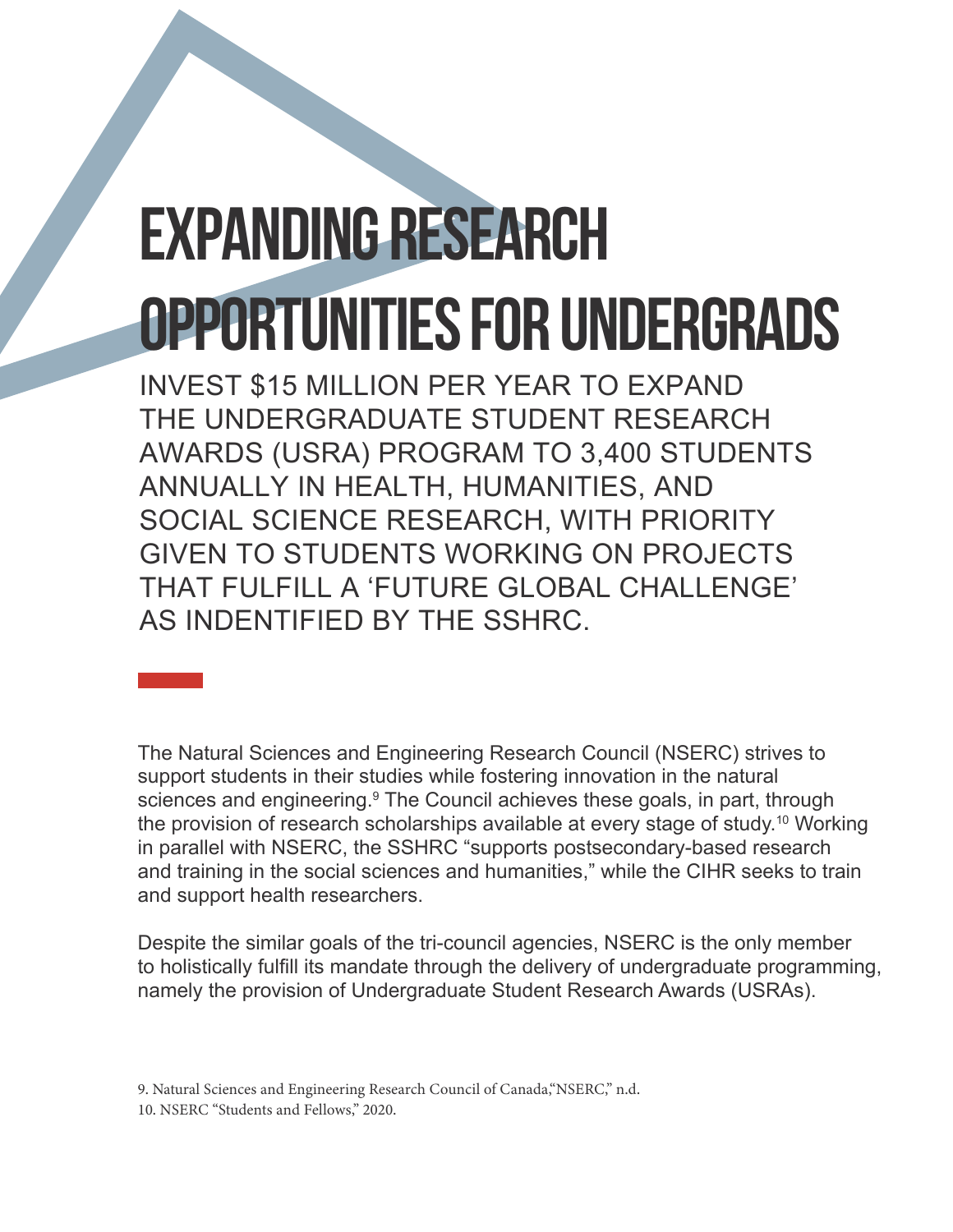# EXPANDING RESEARCH OPPORTUNITIES FOR UNDERGRADS

INVEST $15 MILLION PER YEAR TO EXPAND THE UNDERGRADUATE STUDENT RESEARCH AWARDS (USRA) PROGRAM TO 3,400 STUDENTS ANNUALLY IN HEALTH, HUMANITIES, AND SOCIAL SCIENCE RESEARCH, WITH PRIORITY GIVEN TO STUDENTS WORKING ON PROJECTS THAT FULFILL A 'FUTURE GLOBAL CHALLENGE' AS INDENTIFIED BY THE SSHRC.

The Natural Sciences and Engineering Research Council (NSERC) strives to support students in their studies while fostering innovation in the natural sciences and engineering.[9] The Council achieves these goals, in part, through the provision of research scholarships available at every stage of study.[10] Working in parallel with NSERC, the SSHRC "supports postsecondary-based research and training in the social sciences and humanities," while the CIHR seeks to train and support health researchers.

Despite the similar goals of the tri-council agencies, NSERC is the only member to holistically fulfill its mandate through the delivery of undergraduate programming, namely the provision of Undergraduate Student Research Awards (USRAs).

9. Natural Sciences and Engineering Research Council of Canada,"NSERC," n.d.
10. NSERC "Students and Fellows," 2020.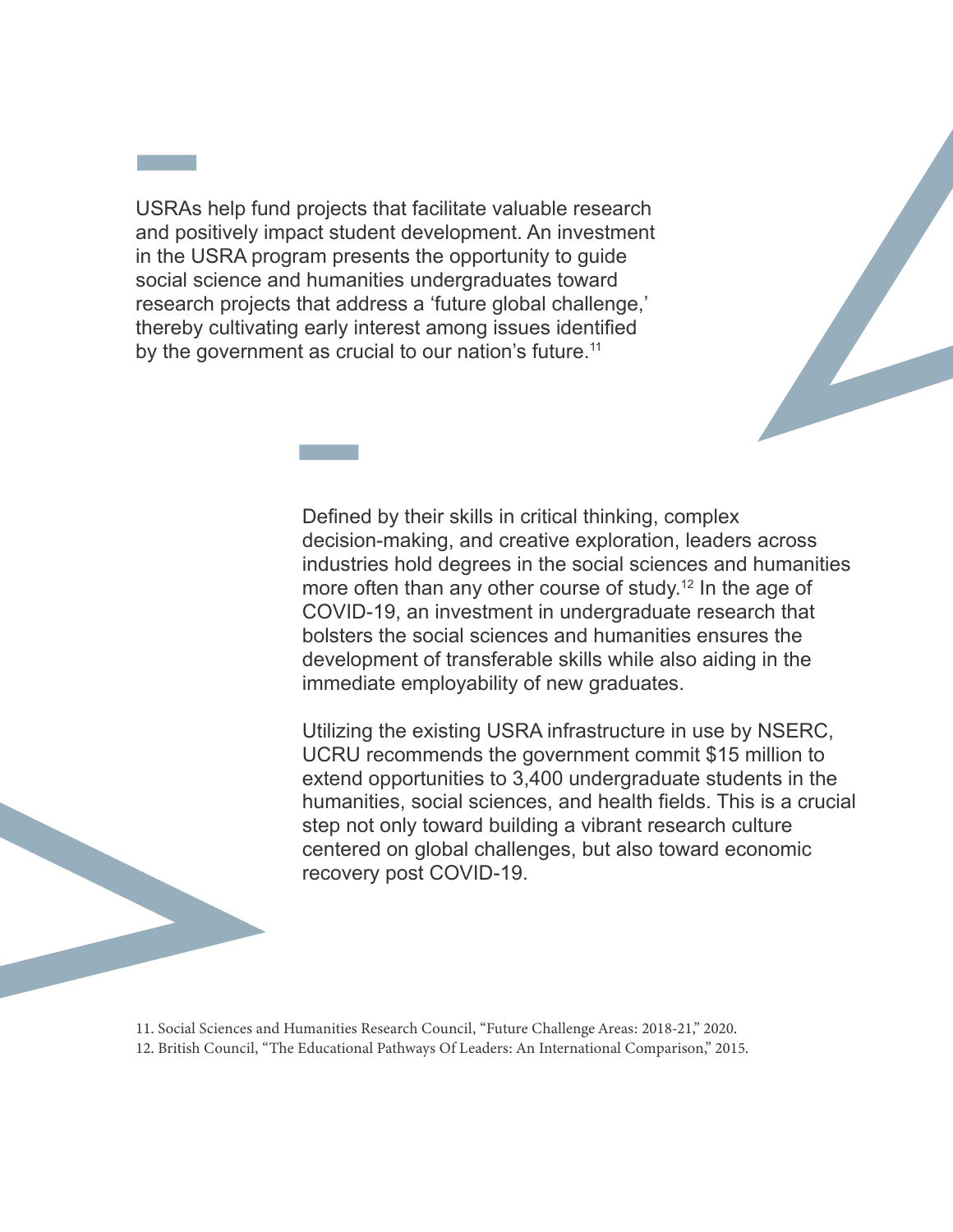USRAs help fund projects that facilitate valuable research and positively impact student development. An investment in the USRA program presents the opportunity to guide social science and humanities undergraduates toward research projects that address a 'future global challenge,' thereby cultivating early interest among issues identified by the government as crucial to our nation's future.[11]

Defined by their skills in critical thinking, complex decision-making, and creative exploration, leaders across industries hold degrees in the social sciences and humanities more often than any other course of study.[12] In the age of COVID-19, an investment in undergraduate research that bolsters the social sciences and humanities ensures the development of transferable skills while also aiding in the immediate employability of new graduates.

Utilizing the existing USRA infrastructure in use by NSERC, UCRU recommends the government commit $15 million to extend opportunities to 3,400 undergraduate students in the humanities, social sciences, and health fields. This is a crucial step not only toward building a vibrant research culture centered on global challenges, but also toward economic recovery post COVID-19.

11. Social Sciences and Humanities Research Council, "Future Challenge Areas: 2018-21," 2020.
12. British Council, "The Educational Pathways Of Leaders: An International Comparison," 2015.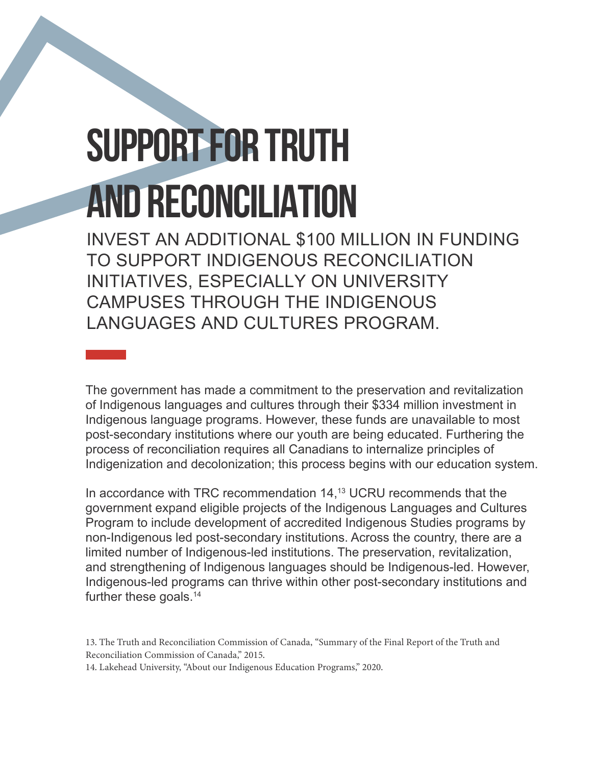# SUPPORT FOR TRUTH AND RECONCILIATION

## INVEST AN ADDITIONAL $100 MILLION IN FUNDING TO SUPPORT INDIGENOUS RECONCILIATION INITIATIVES, ESPECIALLY ON UNIVERSITY CAMPUSES THROUGH THE INDIGENOUS LANGUAGES AND CULTURES PROGRAM.

The government has made a commitment to the preservation and revitalization of Indigenous languages and cultures through their $334 million investment in Indigenous language programs. However, these funds are unavailable to most post-secondary institutions where our youth are being educated. Furthering the process of reconciliation requires all Canadians to internalize principles of Indigenization and decolonization; this process begins with our education system.

In accordance with TRC recommendation 14,[13] UCRU recommends that the government expand eligible projects of the Indigenous Languages and Cultures Program to include development of accredited Indigenous Studies programs by non-Indigenous led post-secondary institutions. Across the country, there are a limited number of Indigenous-led institutions. The preservation, revitalization, and strengthening of Indigenous languages should be Indigenous-led. However, Indigenous-led programs can thrive within other post-secondary institutions and further these goals.[14]

13. The Truth and Reconciliation Commission of Canada, "Summary of the Final Report of the Truth and Reconciliation Commission of Canada," 2015.

14. Lakehead University, "About our Indigenous Education Programs," 2020.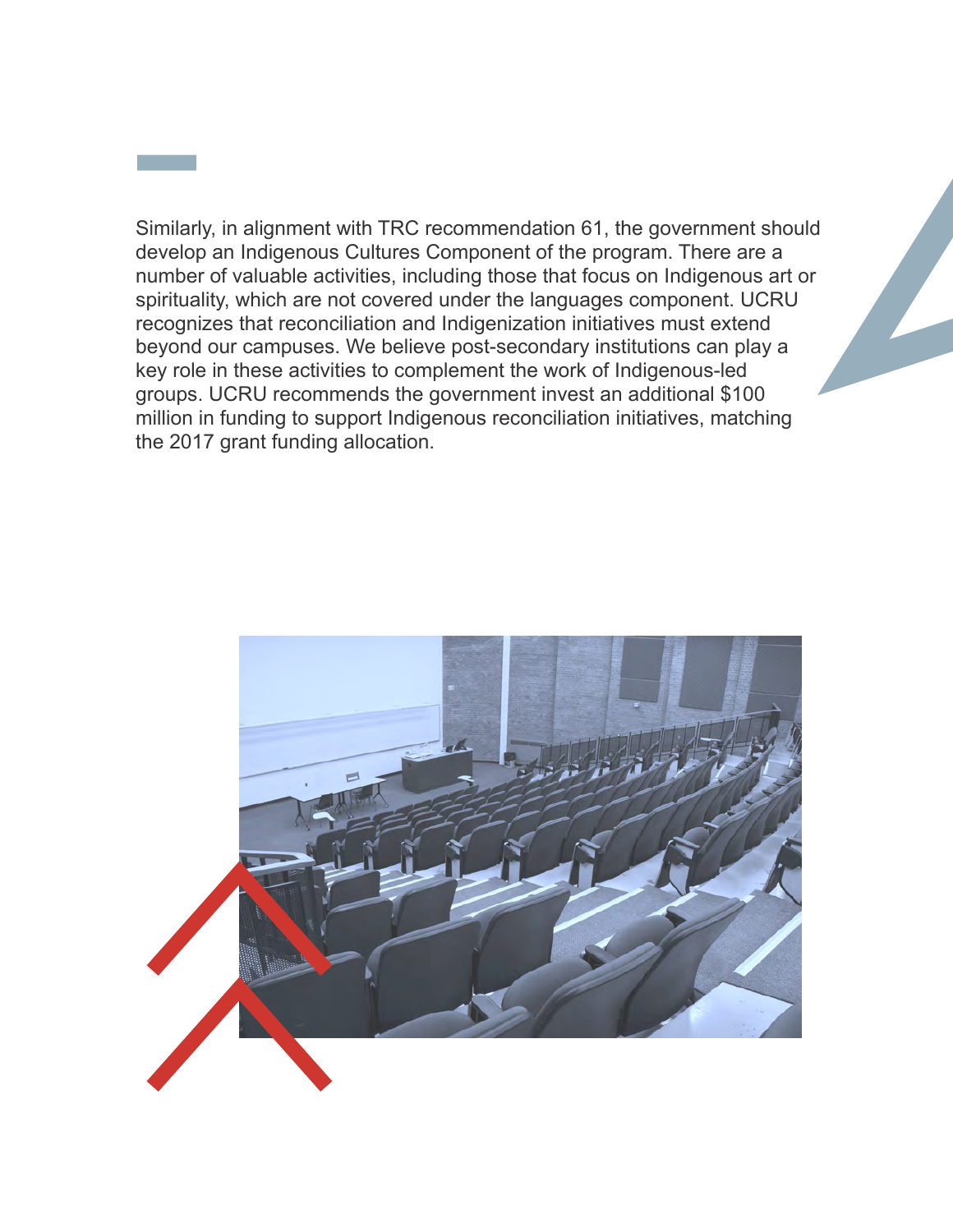Similarly, in alignment with TRC recommendation 61, the government should develop an Indigenous Cultures Component of the program. There are a number of valuable activities, including those that focus on Indigenous art or spirituality, which are not covered under the languages component. UCRU recognizes that reconciliation and Indigenization initiatives must extend beyond our campuses. We believe post-secondary institutions can play a key role in these activities to complement the work of Indigenous-led groups. UCRU recommends the government invest an additional $100 million in funding to support Indigenous reconciliation initiatives, matching the 2017 grant funding allocation.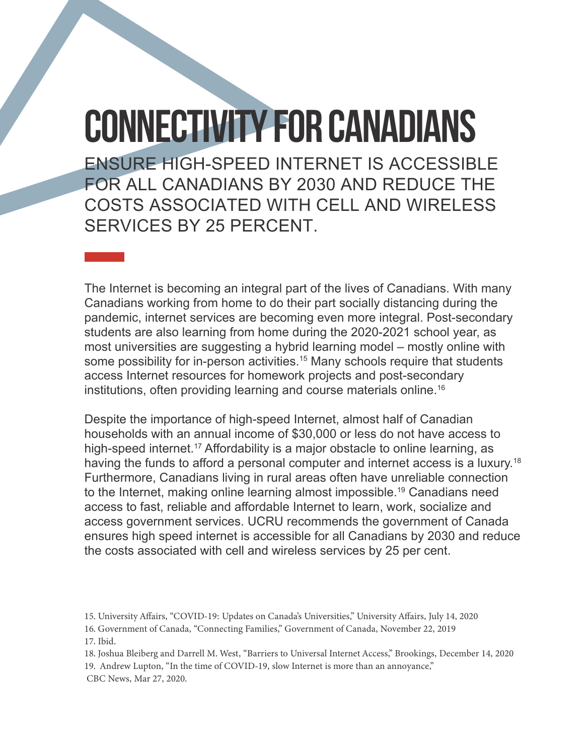# CONNECTIVITY FOR CANADIANS

## ENSURE HIGH-SPEED INTERNET IS ACCESSIBLE FOR ALL CANADIANS BY 2030 AND REDUCE THE COSTS ASSOCIATED WITH CELL AND WIRELESS SERVICES BY 25 PERCENT.

The Internet is becoming an integral part of the lives of Canadians. With many Canadians working from home to do their part socially distancing during the pandemic, internet services are becoming even more integral. Post-secondary students are also learning from home during the 2020-2021 school year, as most universities are suggesting a hybrid learning model – mostly online with some possibility for in-person activities.[15] Many schools require that students access Internet resources for homework projects and post-secondary institutions, often providing learning and course materials online.[16]

Despite the importance of high-speed Internet, almost half of Canadian households with an annual income of $30,000 or less do not have access to high-speed internet.[17] Affordability is a major obstacle to online learning, as having the funds to afford a personal computer and internet access is a luxury.[18] Furthermore, Canadians living in rural areas often have unreliable connection to the Internet, making online learning almost impossible.[19] Canadians need access to fast, reliable and affordable Internet to learn, work, socialize and access government services. UCRU recommends the government of Canada ensures high speed internet is accessible for all Canadians by 2030 and reduce the costs associated with cell and wireless services by 25 per cent.

15. University Affairs, "COVID-19: Updates on Canada's Universities," University Affairs, July 14, 2020
16. Government of Canada, "Connecting Families," Government of Canada, November 22, 2019
17. Ibid.
18. Joshua Bleiberg and Darrell M. West, "Barriers to Universal Internet Access," Brookings, December 14, 2020
19. Andrew Lupton, "In the time of COVID-19, slow Internet is more than an annoyance," CBC News, Mar 27, 2020.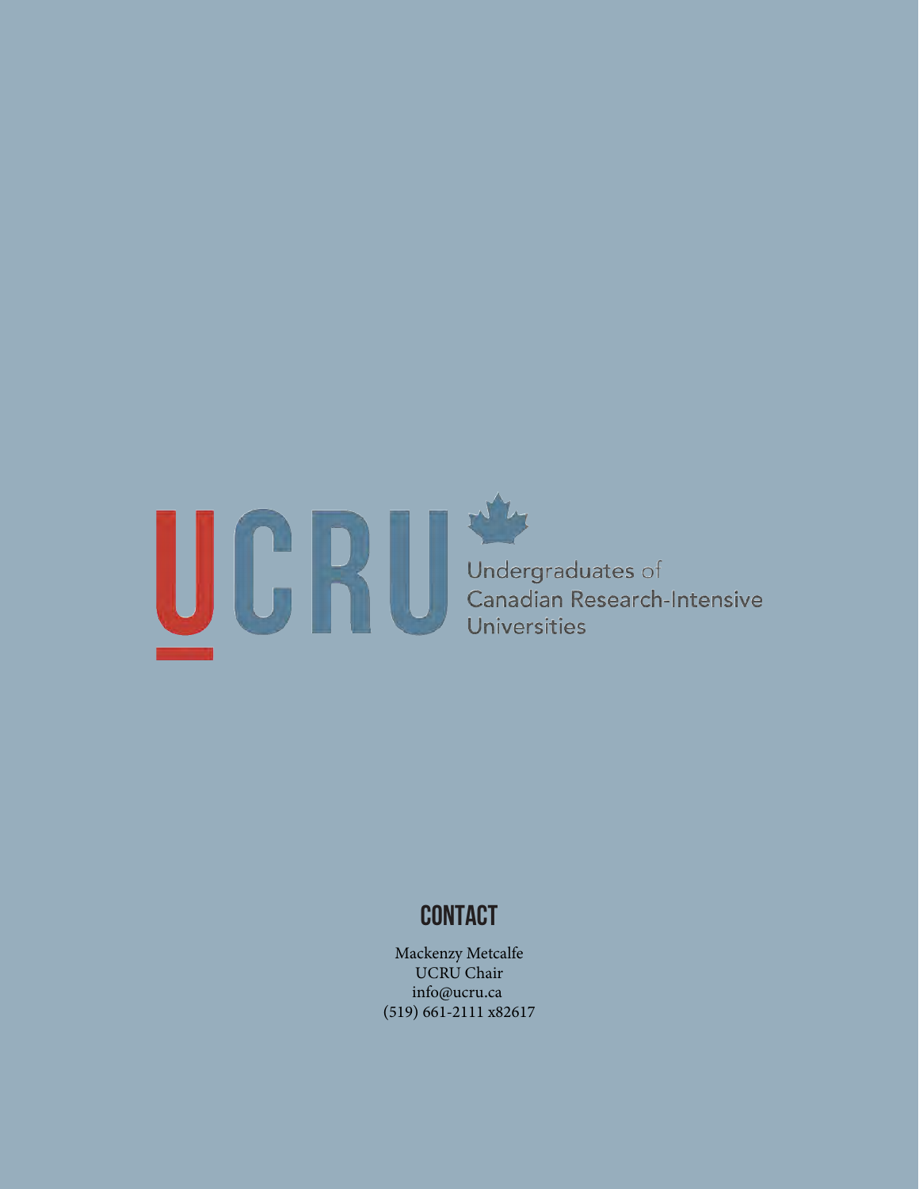UCRU

Undergraduates of Canadian Research-Intensive Universities

## CONTACT

Mackenzy Metcalfe
UCRU Chair
info@ucru.ca
(519) 661-2111 x82617